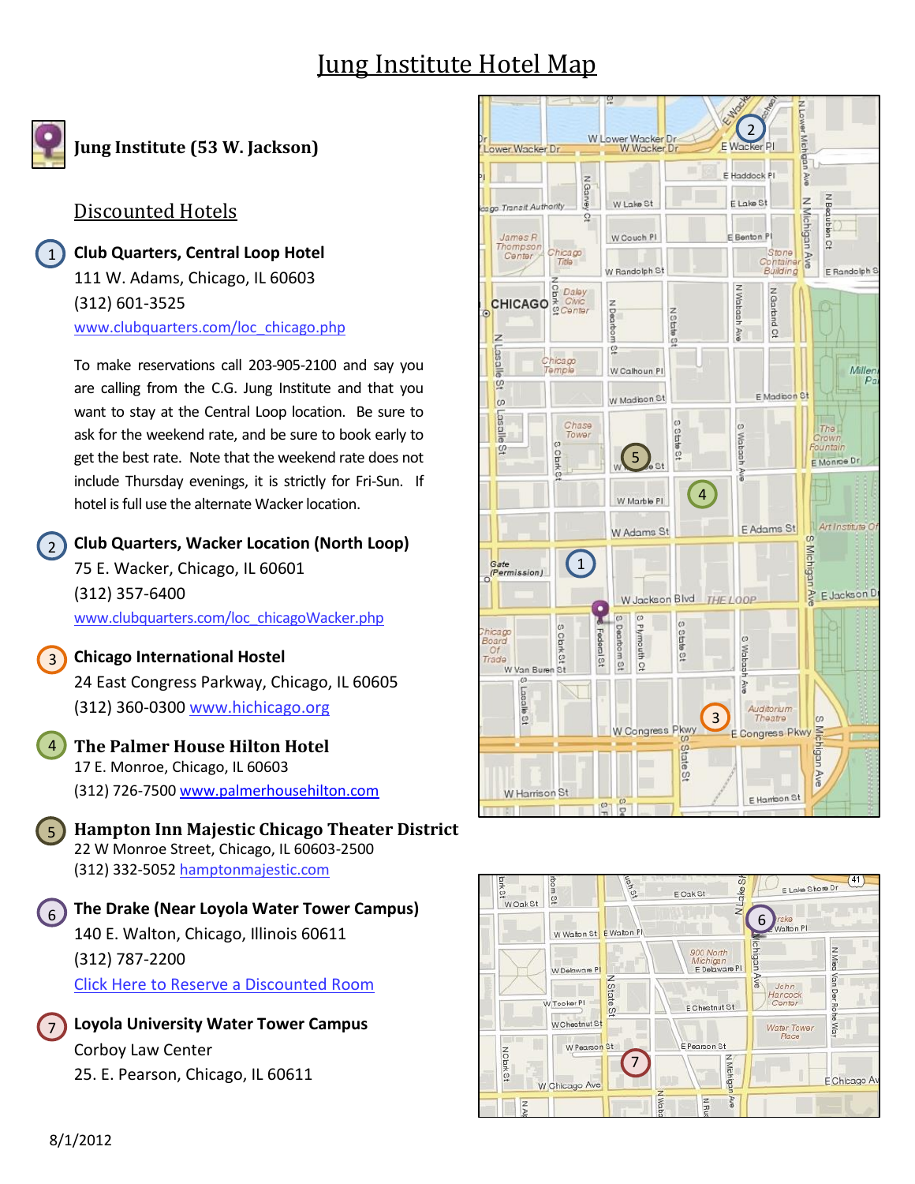# Jung Institute Hotel Map

**Jung Institute (53 W. Jackson)**

## Discounted Hotels

1. **Club Quarters, Central Loop Hotel**
   111 W. Adams, Chicago, IL 60603
   (312) 601-3525
   www.clubquarters.com/loc_chicago.php

   To make reservations call 203-905-2100 and say you are calling from the C.G. Jung Institute and that you want to stay at the Central Loop location. Be sure to ask for the weekend rate, and be sure to book early to get the best rate. Note that the weekend rate does not include Thursday evenings, it is strictly for Fri-Sun. If hotel is full use the alternate Wacker location.

2. **Club Quarters, Wacker Location (North Loop)**
   75 E. Wacker, Chicago, IL 60601
   (312) 357-6400
   www.clubquarters.com/loc_chicagoWacker.php

3. **Chicago International Hostel**
   24 East Congress Parkway, Chicago, IL 60605
   (312) 360-0300 www.hichicago.org

4. **The Palmer House Hilton Hotel**
   17 E. Monroe, Chicago, IL 60603
   (312) 726-7500 www.palmerhousehilton.com

5. **Hampton Inn Majestic Chicago Theater District**
   22 W Monroe Street, Chicago, IL 60603-2500
   (312) 332-5052 hamptonmajestic.com

6. **The Drake (Near Loyola Water Tower Campus)**
   140 E. Walton, Chicago, Illinois 60611
   (312) 787-2200
   Click Here to Reserve a Discounted Room

7. **Loyola University Water Tower Campus**
   Corboy Law Center
   25. E. Pearson, Chicago, IL 60611

8/1/2012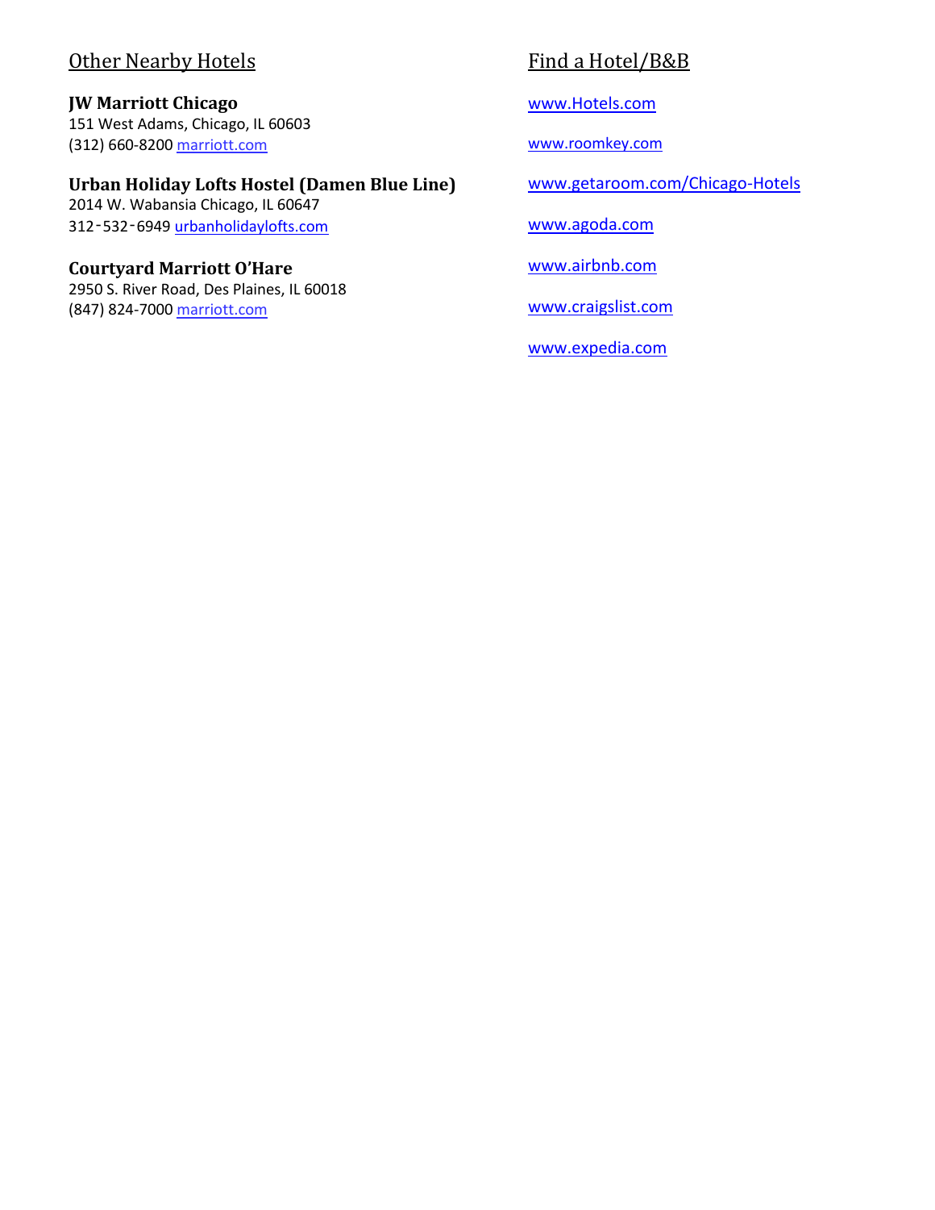## Other Nearby Hotels

**JW Marriott Chicago**
151 West Adams, Chicago, IL 60603
(312) 660-8200 marriott.com

**Urban Holiday Lofts Hostel (Damen Blue Line)**
2014 W. Wabansia Chicago, IL 60647
312-532-6949 urbanholidaylofts.com

**Courtyard Marriott O'Hare**
2950 S. River Road, Des Plaines, IL 60018
(847) 824-7000 marriott.com

## Find a Hotel/B&B

www.Hotels.com

www.roomkey.com

www.getaroom.com/Chicago-Hotels

www.agoda.com

www.airbnb.com

www.craigslist.com

www.expedia.com